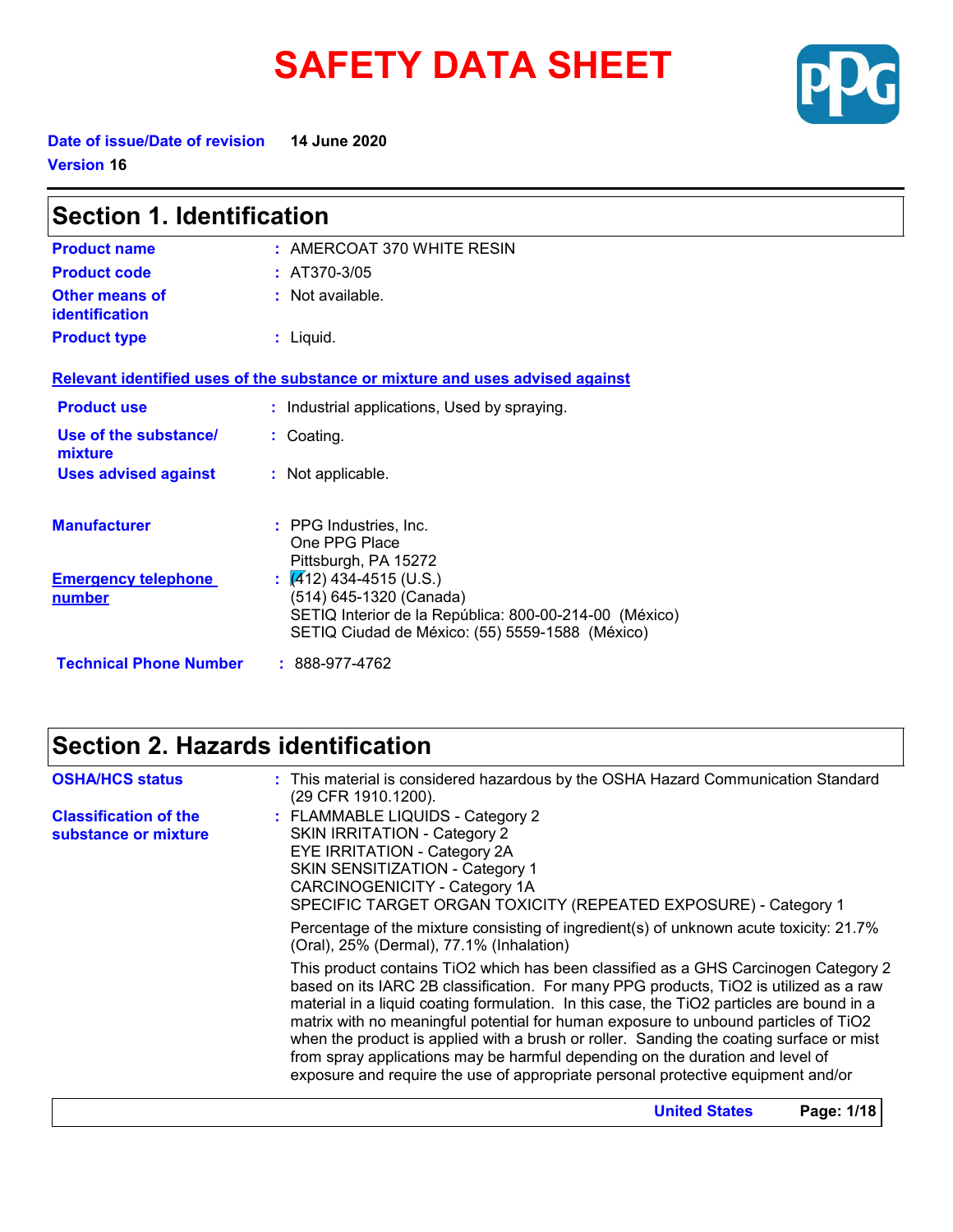# SAFETY DATA SHEET

**Date of issue/Date of revision** 14 June 2020

**Version** 16

## Section 1. Identification

**Product name** : AMERCOAT 370 WHITE RESIN

**Product code** : AT370-3/05

**Other means of identification** : Not available.

**Product type** : Liquid.

**Relevant identified uses of the substance or mixture and uses advised against**

**Product use** : Industrial applications, Used by spraying.

**Use of the substance/ mixture** : Coating.

**Uses advised against** : Not applicable.

**Manufacturer** : PPG Industries, Inc.
One PPG Place
Pittsburgh, PA 15272

**Emergency telephone number** : (412) 434-4515 (U.S.)
(514) 645-1320 (Canada)
SETIQ Interior de la República: 800-00-214-00 (México)
SETIQ Ciudad de México: (55) 5559-1588 (México)

**Technical Phone Number** : 888-977-4762

## Section 2. Hazards identification

**OSHA/HCS status** : This material is considered hazardous by the OSHA Hazard Communication Standard (29 CFR 1910.1200).

**Classification of the substance or mixture** : FLAMMABLE LIQUIDS - Category 2
SKIN IRRITATION - Category 2
EYE IRRITATION - Category 2A
SKIN SENSITIZATION - Category 1
CARCINOGENICITY - Category 1A
SPECIFIC TARGET ORGAN TOXICITY (REPEATED EXPOSURE) - Category 1

Percentage of the mixture consisting of ingredient(s) of unknown acute toxicity: 21.7% (Oral), 25% (Dermal), 77.1% (Inhalation)

This product contains $TiO_2$ which has been classified as a GHS Carcinogen Category 2 based on its IARC 2B classification. For many PPG products, $TiO_2$ is utilized as a raw material in a liquid coating formulation. In this case, the $TiO_2$ particles are bound in a matrix with no meaningful potential for human exposure to unbound particles of $TiO_2$ when the product is applied with a brush or roller. Sanding the coating surface or mist from spray applications may be harmful depending on the duration and level of exposure and require the use of appropriate personal protective equipment and/or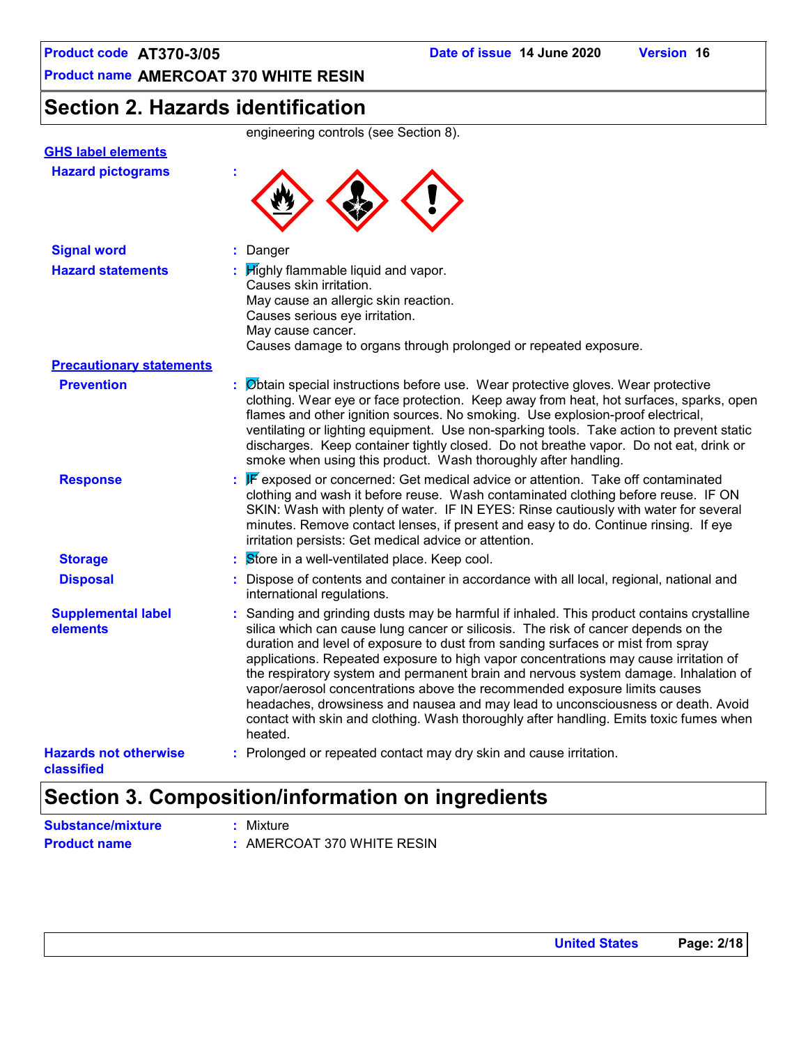## Section 2. Hazards identification

engineering controls (see Section 8).

**GHS label elements**

**Hazard pictograms** :

**Signal word** : Danger

**Hazard statements** : Highly flammable liquid and vapor.
Causes skin irritation.
May cause an allergic skin reaction.
Causes serious eye irritation.
May cause cancer.
Causes damage to organs through prolonged or repeated exposure.

**Precautionary statements**

**Prevention** : Obtain special instructions before use. Wear protective gloves. Wear protective clothing. Wear eye or face protection. Keep away from heat, hot surfaces, sparks, open flames and other ignition sources. No smoking. Use explosion-proof electrical, ventilating or lighting equipment. Use non-sparking tools. Take action to prevent static discharges. Keep container tightly closed. Do not breathe vapor. Do not eat, drink or smoke when using this product. Wash thoroughly after handling.

**Response** : IF exposed or concerned: Get medical advice or attention. Take off contaminated clothing and wash it before reuse. Wash contaminated clothing before reuse. IF ON SKIN: Wash with plenty of water. IF IN EYES: Rinse cautiously with water for several minutes. Remove contact lenses, if present and easy to do. Continue rinsing. If eye irritation persists: Get medical advice or attention.

**Storage** : Store in a well-ventilated place. Keep cool.

**Disposal** : Dispose of contents and container in accordance with all local, regional, national and international regulations.

**Supplemental label elements** : Sanding and grinding dusts may be harmful if inhaled. This product contains crystalline silica which can cause lung cancer or silicosis. The risk of cancer depends on the duration and level of exposure to dust from sanding surfaces or mist from spray applications. Repeated exposure to high vapor concentrations may cause irritation of the respiratory system and permanent brain and nervous system damage. Inhalation of vapor/aerosol concentrations above the recommended exposure limits causes headaches, drowsiness and nausea and may lead to unconsciousness or death. Avoid contact with skin and clothing. Wash thoroughly after handling. Emits toxic fumes when heated.

**Hazards not otherwise classified** : Prolonged or repeated contact may dry skin and cause irritation.

## Section 3. Composition/information on ingredients

**Substance/mixture** : Mixture

**Product name** : AMERCOAT 370 WHITE RESIN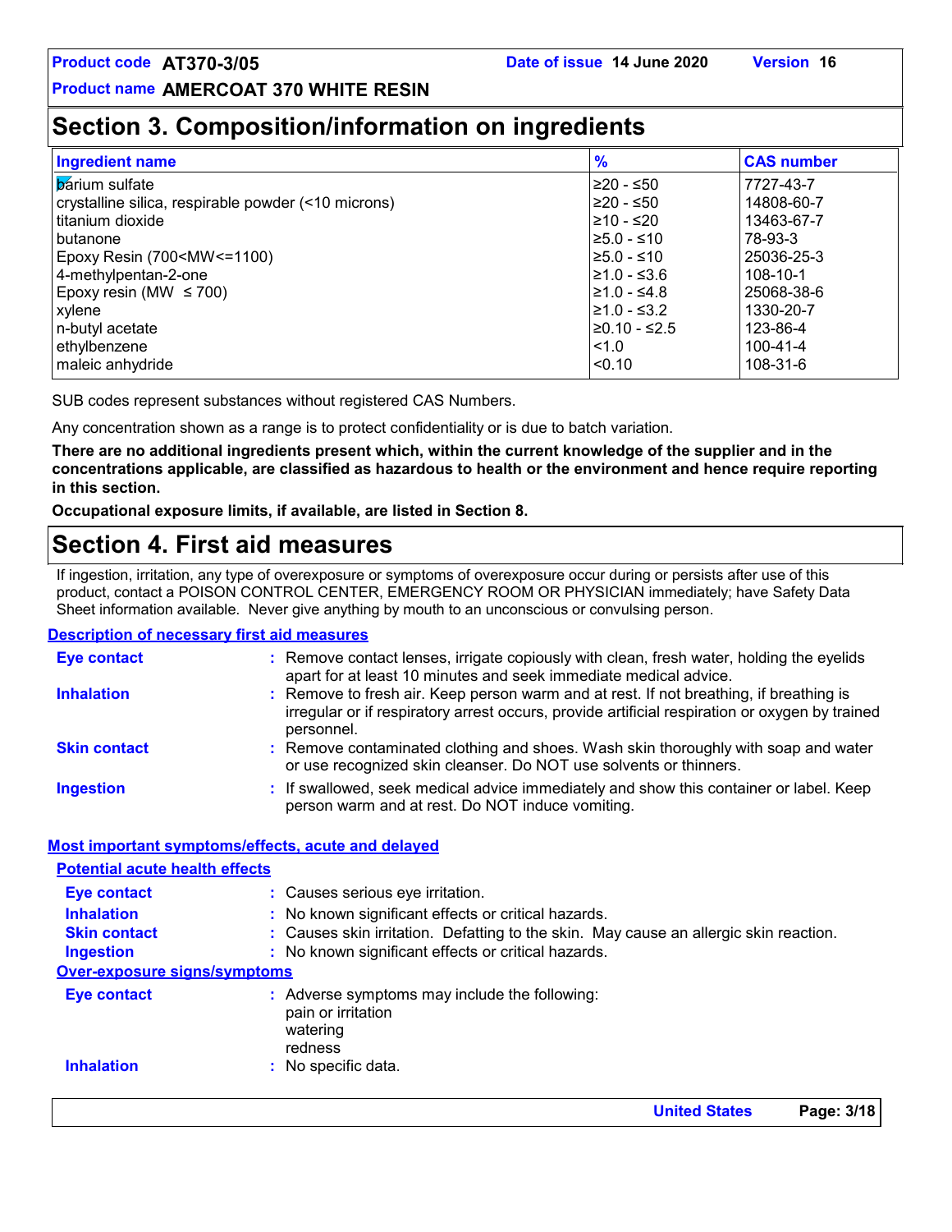## Section 3. Composition/information on ingredients

| Ingredient name | % | CAS number |
|---|---|---|
| barium sulfate | ≥20 - ≤50 | 7727-43-7 |
| crystalline silica, respirable powder (<10 microns) | ≥20 - ≤50 | 14808-60-7 |
| titanium dioxide | ≥10 - ≤20 | 13463-67-7 |
| butanone | ≥5.0 - ≤10 | 78-93-3 |
| Epoxy Resin (700<MW<=1100) | ≥5.0 - ≤10 | 25036-25-3 |
| 4-methylpentan-2-one | ≥1.0 - ≤3.6 | 108-10-1 |
| Epoxy resin (MW ≤ 700) | ≥1.0 - ≤4.8 | 25068-38-6 |
| xylene | ≥1.0 - ≤3.2 | 1330-20-7 |
| n-butyl acetate | ≥0.10 - ≤2.5 | 123-86-4 |
| ethylbenzene | <1.0 | 100-41-4 |
| maleic anhydride | <0.10 | 108-31-6 |

SUB codes represent substances without registered CAS Numbers.

Any concentration shown as a range is to protect confidentiality or is due to batch variation.

**There are no additional ingredients present which, within the current knowledge of the supplier and in the concentrations applicable, are classified as hazardous to health or the environment and hence require reporting in this section.**

**Occupational exposure limits, if available, are listed in Section 8.**

## Section 4. First aid measures

If ingestion, irritation, any type of overexposure or symptoms of overexposure occur during or persists after use of this product, contact a POISON CONTROL CENTER, EMERGENCY ROOM OR PHYSICIAN immediately; have Safety Data Sheet information available. Never give anything by mouth to an unconscious or convulsing person.

### Description of necessary first aid measures

**Eye contact** : Remove contact lenses, irrigate copiously with clean, fresh water, holding the eyelids apart for at least 10 minutes and seek immediate medical advice.

**Inhalation** : Remove to fresh air. Keep person warm and at rest. If not breathing, if breathing is irregular or if respiratory arrest occurs, provide artificial respiration or oxygen by trained personnel.

**Skin contact** : Remove contaminated clothing and shoes. Wash skin thoroughly with soap and water or use recognized skin cleanser. Do NOT use solvents or thinners.

**Ingestion** : If swallowed, seek medical advice immediately and show this container or label. Keep person warm and at rest. Do NOT induce vomiting.

### Most important symptoms/effects, acute and delayed

#### Potential acute health effects

**Eye contact** : Causes serious eye irritation.

**Inhalation** : No known significant effects or critical hazards.

**Skin contact** : Causes skin irritation. Defatting to the skin. May cause an allergic skin reaction.

**Ingestion** : No known significant effects or critical hazards.

#### Over-exposure signs/symptoms

**Eye contact** : Adverse symptoms may include the following:
pain or irritation
watering
redness

**Inhalation** : No specific data.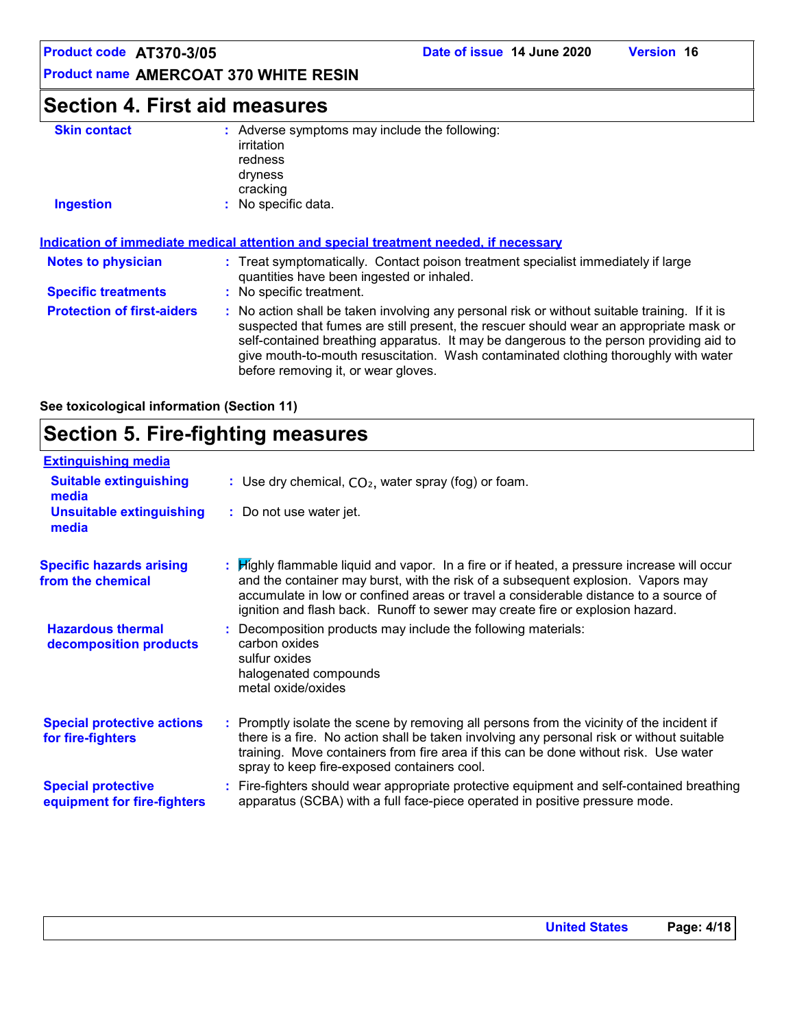## Section 4. First aid measures

**Skin contact** : Adverse symptoms may include the following:
irritation
redness
dryness
cracking

**Ingestion** : No specific data.

**Indication of immediate medical attention and special treatment needed, if necessary**

**Notes to physician** : Treat symptomatically. Contact poison treatment specialist immediately if large quantities have been ingested or inhaled.

**Specific treatments** : No specific treatment.

**Protection of first-aiders** : No action shall be taken involving any personal risk or without suitable training. If it is suspected that fumes are still present, the rescuer should wear an appropriate mask or self-contained breathing apparatus. It may be dangerous to the person providing aid to give mouth-to-mouth resuscitation. Wash contaminated clothing thoroughly with water before removing it, or wear gloves.

**See toxicological information (Section 11)**

## Section 5. Fire-fighting measures

**Extinguishing media**

**Suitable extinguishing media** : Use dry chemical, $CO_2$, water spray (fog) or foam.

**Unsuitable extinguishing media** : Do not use water jet.

**Specific hazards arising from the chemical** : Highly flammable liquid and vapor. In a fire or if heated, a pressure increase will occur and the container may burst, with the risk of a subsequent explosion. Vapors may accumulate in low or confined areas or travel a considerable distance to a source of ignition and flash back. Runoff to sewer may create fire or explosion hazard.

**Hazardous thermal decomposition products** : Decomposition products may include the following materials:
carbon oxides
sulfur oxides
halogenated compounds
metal oxide/oxides

**Special protective actions for fire-fighters** : Promptly isolate the scene by removing all persons from the vicinity of the incident if there is a fire. No action shall be taken involving any personal risk or without suitable training. Move containers from fire area if this can be done without risk. Use water spray to keep fire-exposed containers cool.

**Special protective equipment for fire-fighters** : Fire-fighters should wear appropriate protective equipment and self-contained breathing apparatus (SCBA) with a full face-piece operated in positive pressure mode.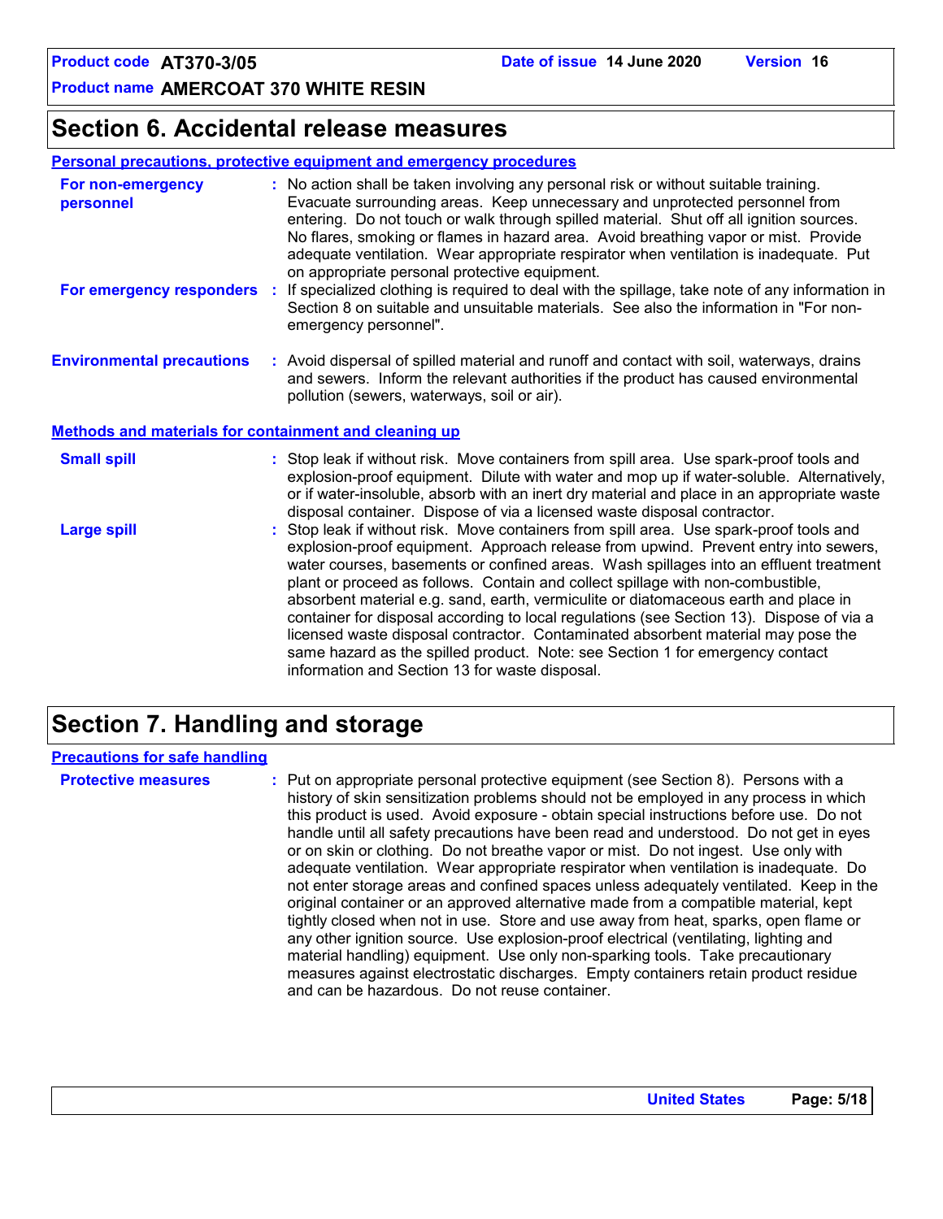## Section 6. Accidental release measures

### Personal precautions, protective equipment and emergency procedures

**For non-emergency personnel** : No action shall be taken involving any personal risk or without suitable training. Evacuate surrounding areas. Keep unnecessary and unprotected personnel from entering. Do not touch or walk through spilled material. Shut off all ignition sources. No flares, smoking or flames in hazard area. Avoid breathing vapor or mist. Provide adequate ventilation. Wear appropriate respirator when ventilation is inadequate. Put on appropriate personal protective equipment.

**For emergency responders** : If specialized clothing is required to deal with the spillage, take note of any information in Section 8 on suitable and unsuitable materials. See also the information in "For non-emergency personnel".

**Environmental precautions** : Avoid dispersal of spilled material and runoff and contact with soil, waterways, drains and sewers. Inform the relevant authorities if the product has caused environmental pollution (sewers, waterways, soil or air).

### Methods and materials for containment and cleaning up

**Small spill** : Stop leak if without risk. Move containers from spill area. Use spark-proof tools and explosion-proof equipment. Dilute with water and mop up if water-soluble. Alternatively, or if water-insoluble, absorb with an inert dry material and place in an appropriate waste disposal container. Dispose of via a licensed waste disposal contractor.

**Large spill** : Stop leak if without risk. Move containers from spill area. Use spark-proof tools and explosion-proof equipment. Approach release from upwind. Prevent entry into sewers, water courses, basements or confined areas. Wash spillages into an effluent treatment plant or proceed as follows. Contain and collect spillage with non-combustible, absorbent material e.g. sand, earth, vermiculite or diatomaceous earth and place in container for disposal according to local regulations (see Section 13). Dispose of via a licensed waste disposal contractor. Contaminated absorbent material may pose the same hazard as the spilled product. Note: see Section 1 for emergency contact information and Section 13 for waste disposal.

## Section 7. Handling and storage

### Precautions for safe handling

**Protective measures** : Put on appropriate personal protective equipment (see Section 8). Persons with a history of skin sensitization problems should not be employed in any process in which this product is used. Avoid exposure - obtain special instructions before use. Do not handle until all safety precautions have been read and understood. Do not get in eyes or on skin or clothing. Do not breathe vapor or mist. Do not ingest. Use only with adequate ventilation. Wear appropriate respirator when ventilation is inadequate. Do not enter storage areas and confined spaces unless adequately ventilated. Keep in the original container or an approved alternative made from a compatible material, kept tightly closed when not in use. Store and use away from heat, sparks, open flame or any other ignition source. Use explosion-proof electrical (ventilating, lighting and material handling) equipment. Use only non-sparking tools. Take precautionary measures against electrostatic discharges. Empty containers retain product residue and can be hazardous. Do not reuse container.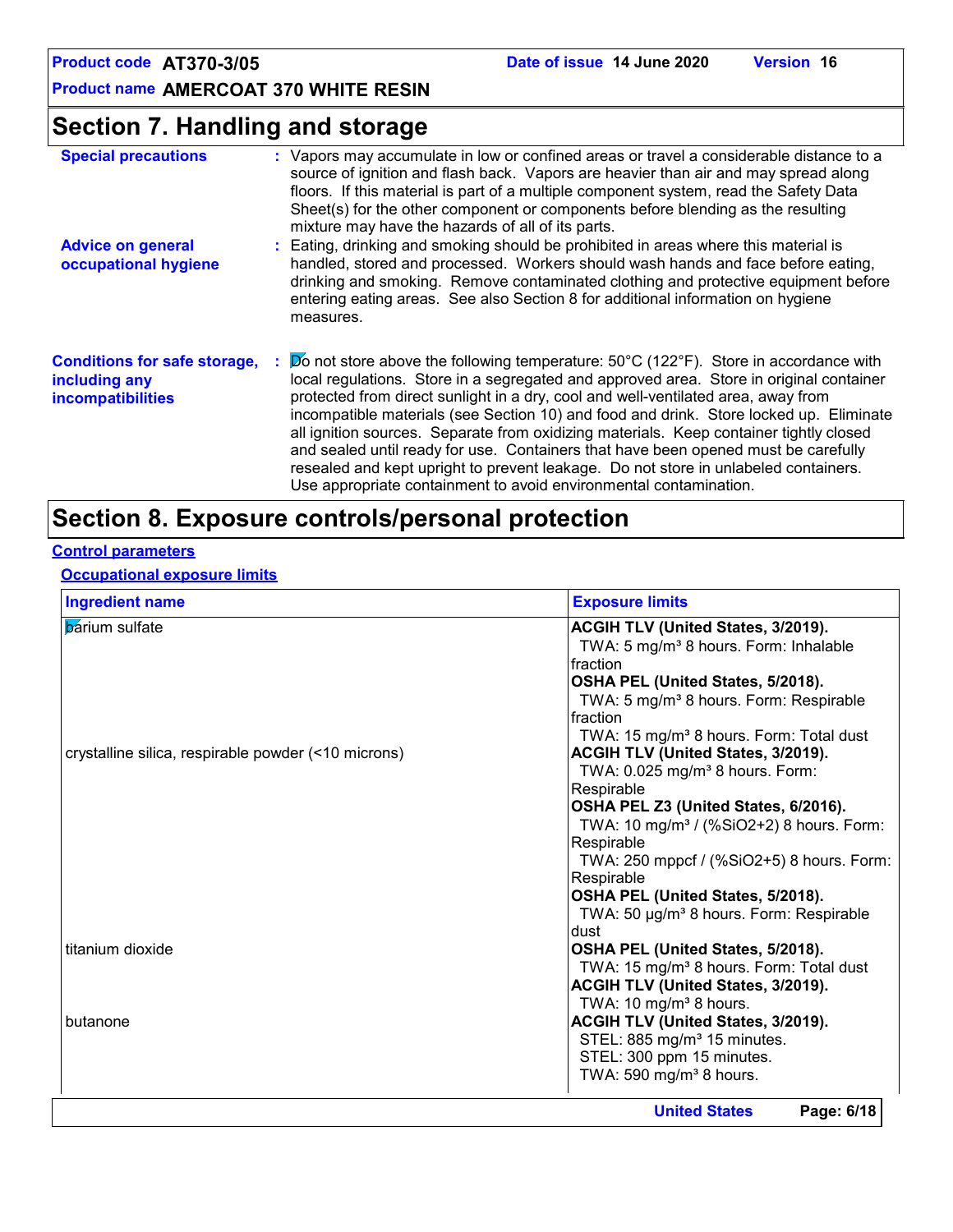## Section 7. Handling and storage

**Special precautions** : Vapors may accumulate in low or confined areas or travel a considerable distance to a source of ignition and flash back. Vapors are heavier than air and may spread along floors. If this material is part of a multiple component system, read the Safety Data Sheet(s) for the other component or components before blending as the resulting mixture may have the hazards of all of its parts.

**Advice on general occupational hygiene** : Eating, drinking and smoking should be prohibited in areas where this material is handled, stored and processed. Workers should wash hands and face before eating, drinking and smoking. Remove contaminated clothing and protective equipment before entering eating areas. See also Section 8 for additional information on hygiene measures.

**Conditions for safe storage, including any incompatibilities** : Do not store above the following temperature: 50°C (122°F). Store in accordance with local regulations. Store in a segregated and approved area. Store in original container protected from direct sunlight in a dry, cool and well-ventilated area, away from incompatible materials (see Section 10) and food and drink. Store locked up. Eliminate all ignition sources. Separate from oxidizing materials. Keep container tightly closed and sealed until ready for use. Containers that have been opened must be carefully resealed and kept upright to prevent leakage. Do not store in unlabeled containers. Use appropriate containment to avoid environmental contamination.

## Section 8. Exposure controls/personal protection

**Control parameters**

**Occupational exposure limits**

| Ingredient name | Exposure limits |
|---|---|
| barium sulfate | **ACGIH TLV (United States, 3/2019).**<br>TWA: 5 mg/m³ 8 hours. Form: Inhalable fraction<br>**OSHA PEL (United States, 5/2018).**<br>TWA: 5 mg/m³ 8 hours. Form: Respirable fraction<br>TWA: 15 mg/m³ 8 hours. Form: Total dust |
| crystalline silica, respirable powder (<10 microns) | **ACGIH TLV (United States, 3/2019).**<br>TWA: 0.025 mg/m³ 8 hours. Form: Respirable<br>**OSHA PEL Z3 (United States, 6/2016).**<br>TWA: 10 mg/m³ / (%SiO2+2) 8 hours. Form: Respirable<br>TWA: 250 mppcf / (%SiO2+5) 8 hours. Form: Respirable<br>**OSHA PEL (United States, 5/2018).**<br>TWA: 50 µg/m³ 8 hours. Form: Respirable dust |
| titanium dioxide | **OSHA PEL (United States, 5/2018).**<br>TWA: 15 mg/m³ 8 hours. Form: Total dust<br>**ACGIH TLV (United States, 3/2019).**<br>TWA: 10 mg/m³ 8 hours. |
| butanone | **ACGIH TLV (United States, 3/2019).**<br>STEL: 885 mg/m³ 15 minutes.<br>STEL: 300 ppm 15 minutes.<br>TWA: 590 mg/m³ 8 hours. |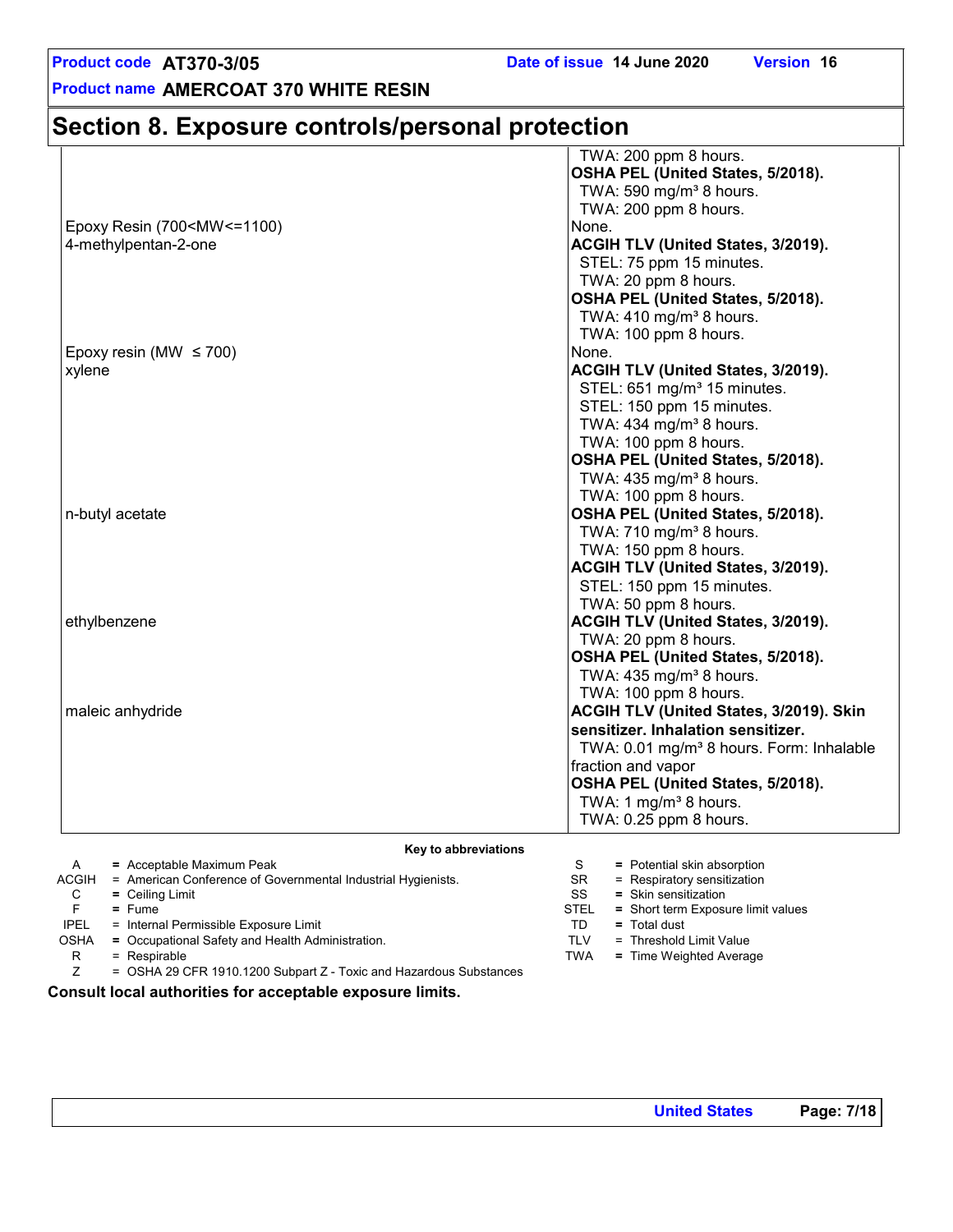## Section 8. Exposure controls/personal protection

| Ingredient name | Exposure limits |
|---|---|
| | TWA: 200 ppm 8 hours.<br>**OSHA PEL (United States, 5/2018).**<br>TWA: 590 mg/m³ 8 hours.<br>TWA: 200 ppm 8 hours. |
| Epoxy Resin (700<MW<=1100) | None. |
| 4-methylpentan-2-one | **ACGIH TLV (United States, 3/2019).**<br>STEL: 75 ppm 15 minutes.<br>TWA: 20 ppm 8 hours.<br>**OSHA PEL (United States, 5/2018).**<br>TWA: 410 mg/m³ 8 hours.<br>TWA: 100 ppm 8 hours. |
| Epoxy resin (MW ≤ 700) | None. |
| xylene | **ACGIH TLV (United States, 3/2019).**<br>STEL: 651 mg/m³ 15 minutes.<br>STEL: 150 ppm 15 minutes.<br>TWA: 434 mg/m³ 8 hours.<br>TWA: 100 ppm 8 hours.<br>**OSHA PEL (United States, 5/2018).**<br>TWA: 435 mg/m³ 8 hours.<br>TWA: 100 ppm 8 hours. |
| n-butyl acetate | **OSHA PEL (United States, 5/2018).**<br>TWA: 710 mg/m³ 8 hours.<br>TWA: 150 ppm 8 hours.<br>**ACGIH TLV (United States, 3/2019).**<br>STEL: 150 ppm 15 minutes.<br>TWA: 50 ppm 8 hours. |
| ethylbenzene | **ACGIH TLV (United States, 3/2019).**<br>TWA: 20 ppm 8 hours.<br>**OSHA PEL (United States, 5/2018).**<br>TWA: 435 mg/m³ 8 hours.<br>TWA: 100 ppm 8 hours. |
| maleic anhydride | **ACGIH TLV (United States, 3/2019). Skin sensitizer. Inhalation sensitizer.**<br>TWA: 0.01 mg/m³ 8 hours. Form: Inhalable fraction and vapor<br>**OSHA PEL (United States, 5/2018).**<br>TWA: 1 mg/m³ 8 hours.<br>TWA: 0.25 ppm 8 hours. |

**Key to abbreviations**

| | | | |
|---|---|---|---|
| A | = Acceptable Maximum Peak | S | = Potential skin absorption |
| ACGIH | = American Conference of Governmental Industrial Hygienists. | SR | = Respiratory sensitization |
| C | = Ceiling Limit | SS | = Skin sensitization |
| F | = Fume | STEL | = Short term Exposure limit values |
| IPEL | = Internal Permissible Exposure Limit | TD | = Total dust |
| OSHA | = Occupational Safety and Health Administration. | TLV | = Threshold Limit Value |
| R | = Respirable | TWA | = Time Weighted Average |
| Z | = OSHA 29 CFR 1910.1200 Subpart Z - Toxic and Hazardous Substances | | |

**Consult local authorities for acceptable exposure limits.**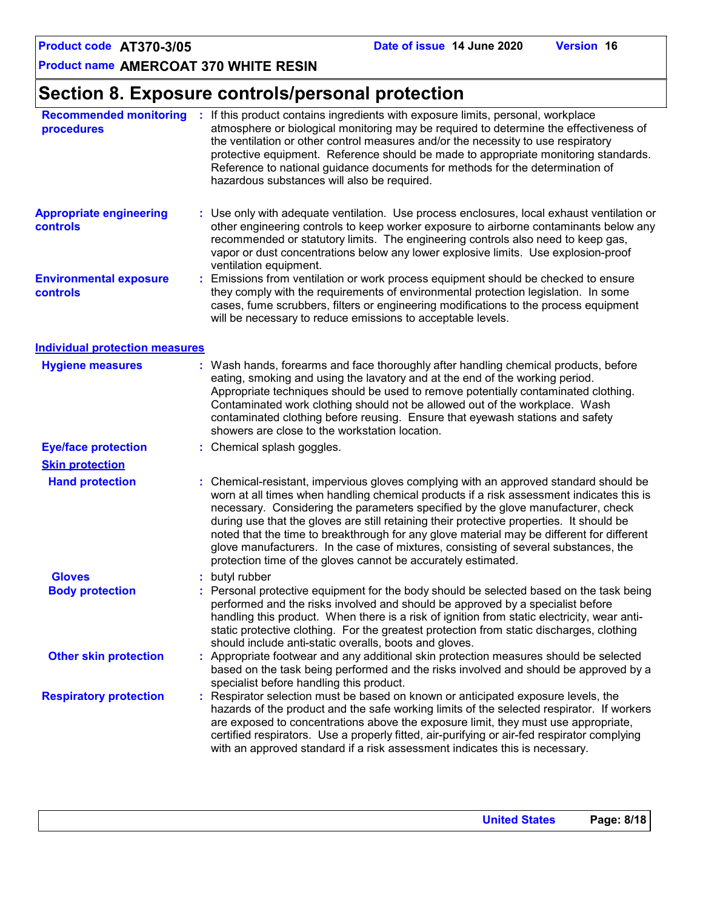## Section 8. Exposure controls/personal protection

**Recommended monitoring procedures** : If this product contains ingredients with exposure limits, personal, workplace atmosphere or biological monitoring may be required to determine the effectiveness of the ventilation or other control measures and/or the necessity to use respiratory protective equipment. Reference should be made to appropriate monitoring standards. Reference to national guidance documents for methods for the determination of hazardous substances will also be required.

**Appropriate engineering controls** : Use only with adequate ventilation. Use process enclosures, local exhaust ventilation or other engineering controls to keep worker exposure to airborne contaminants below any recommended or statutory limits. The engineering controls also need to keep gas, vapor or dust concentrations below any lower explosive limits. Use explosion-proof ventilation equipment.

**Environmental exposure controls** : Emissions from ventilation or work process equipment should be checked to ensure they comply with the requirements of environmental protection legislation. In some cases, fume scrubbers, filters or engineering modifications to the process equipment will be necessary to reduce emissions to acceptable levels.

### Individual protection measures

**Hygiene measures** : Wash hands, forearms and face thoroughly after handling chemical products, before eating, smoking and using the lavatory and at the end of the working period. Appropriate techniques should be used to remove potentially contaminated clothing. Contaminated work clothing should not be allowed out of the workplace. Wash contaminated clothing before reusing. Ensure that eyewash stations and safety showers are close to the workstation location.

**Eye/face protection** : Chemical splash goggles.

**Skin protection**

**Hand protection** : Chemical-resistant, impervious gloves complying with an approved standard should be worn at all times when handling chemical products if a risk assessment indicates this is necessary. Considering the parameters specified by the glove manufacturer, check during use that the gloves are still retaining their protective properties. It should be noted that the time to breakthrough for any glove material may be different for different glove manufacturers. In the case of mixtures, consisting of several substances, the protection time of the gloves cannot be accurately estimated.

**Gloves** : butyl rubber

**Body protection** : Personal protective equipment for the body should be selected based on the task being performed and the risks involved and should be approved by a specialist before handling this product. When there is a risk of ignition from static electricity, wear anti-static protective clothing. For the greatest protection from static discharges, clothing should include anti-static overalls, boots and gloves.

**Other skin protection** : Appropriate footwear and any additional skin protection measures should be selected based on the task being performed and the risks involved and should be approved by a specialist before handling this product.

**Respiratory protection** : Respirator selection must be based on known or anticipated exposure levels, the hazards of the product and the safe working limits of the selected respirator. If workers are exposed to concentrations above the exposure limit, they must use appropriate, certified respirators. Use a properly fitted, air-purifying or air-fed respirator complying with an approved standard if a risk assessment indicates this is necessary.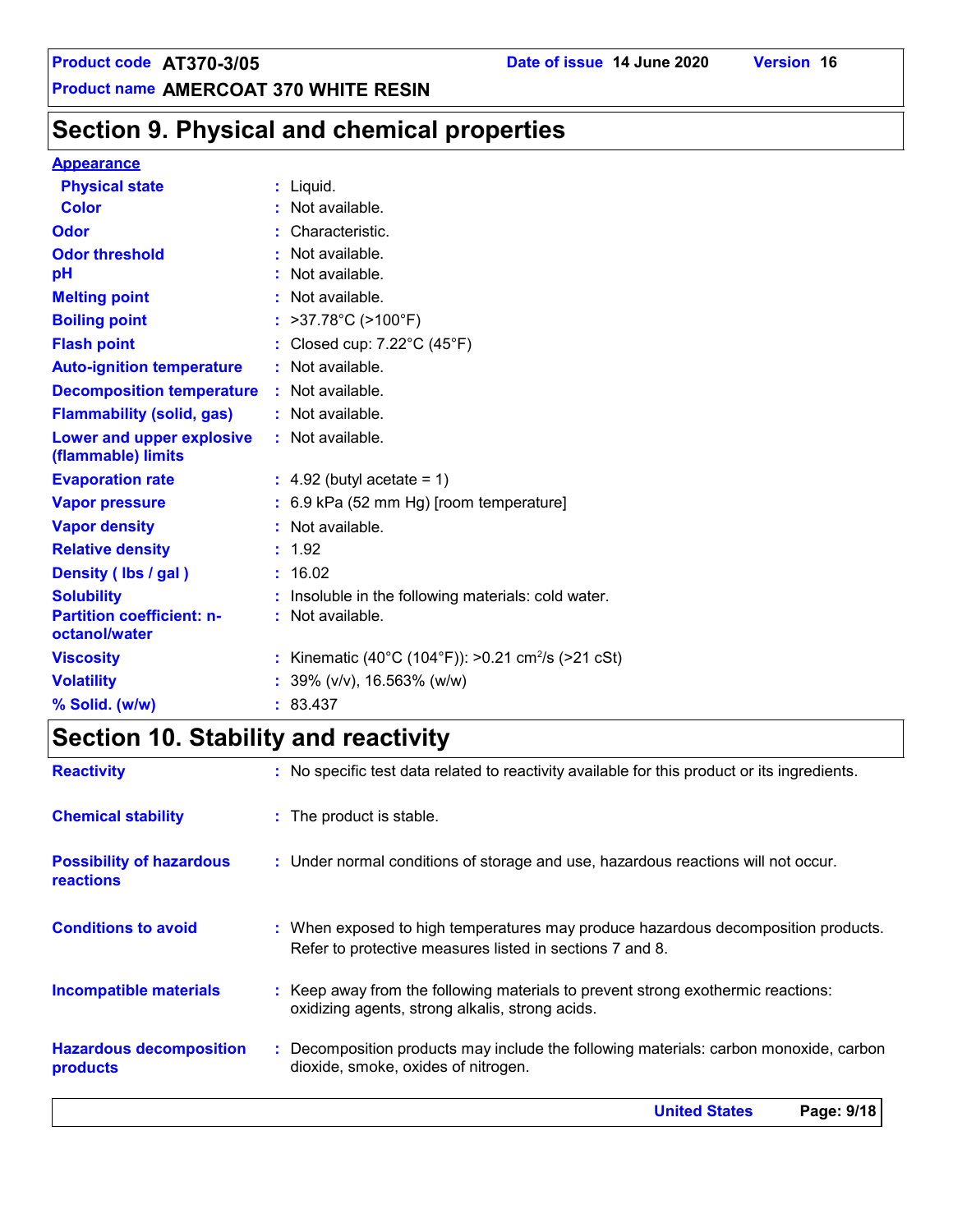## Section 9. Physical and chemical properties

**Appearance**

| Property | Value |
|---|---|
| Physical state | Liquid. |
| Color | Not available. |
| Odor | Characteristic. |
| Odor threshold | Not available. |
| pH | Not available. |
| Melting point | Not available. |
| Boiling point | >37.78°C (>100°F) |
| Flash point | Closed cup: 7.22°C (45°F) |
| Auto-ignition temperature | Not available. |
| Decomposition temperature | Not available. |
| Flammability (solid, gas) | Not available. |
| Lower and upper explosive (flammable) limits | Not available. |
| Evaporation rate | 4.92 (butyl acetate = 1) |
| Vapor pressure | 6.9 kPa (52 mm Hg) [room temperature] |
| Vapor density | Not available. |
| Relative density | 1.92 |
| Density ( lbs / gal ) | 16.02 |
| Solubility | Insoluble in the following materials: cold water. |
| Partition coefficient: n-octanol/water | Not available. |
| Viscosity | Kinematic (40°C (104°F)): >0.21 $cm^2/s$ (>21 cSt) |
| Volatility | 39% (v/v), 16.563% (w/w) |
| % Solid. (w/w) | 83.437 |

## Section 10. Stability and reactivity

| Property | Value |
|---|---|
| Reactivity | No specific test data related to reactivity available for this product or its ingredients. |
| Chemical stability | The product is stable. |
| Possibility of hazardous reactions | Under normal conditions of storage and use, hazardous reactions will not occur. |
| Conditions to avoid | When exposed to high temperatures may produce hazardous decomposition products. Refer to protective measures listed in sections 7 and 8. |
| Incompatible materials | Keep away from the following materials to prevent strong exothermic reactions: oxidizing agents, strong alkalis, strong acids. |
| Hazardous decomposition products | Decomposition products may include the following materials: carbon monoxide, carbon dioxide, smoke, oxides of nitrogen. |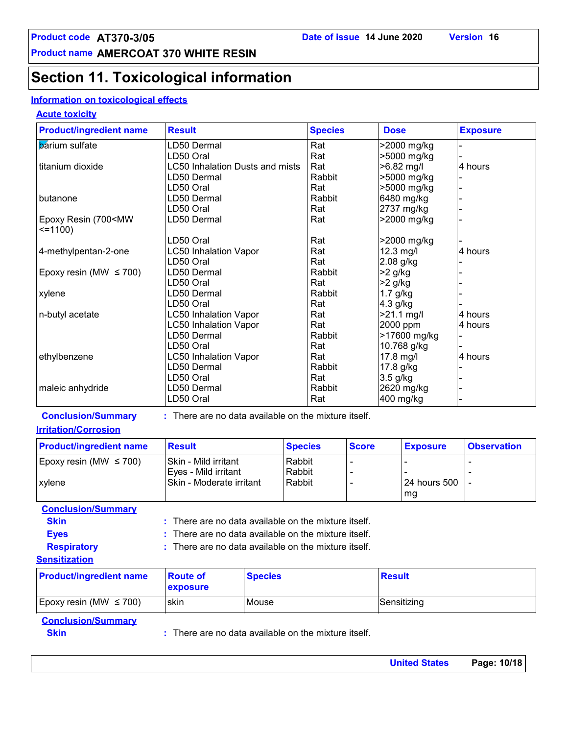# Section 11. Toxicological information

## Information on toxicological effects

### Acute toxicity

| Product/ingredient name | Result | Species | Dose | Exposure |
|---|---|---|---|---|
| barium sulfate | LD50 Dermal | Rat | >2000 mg/kg | - |
| | LD50 Oral | Rat | >5000 mg/kg | - |
| titanium dioxide | LC50 Inhalation Dusts and mists | Rat | >6.82 mg/l | 4 hours |
| | LD50 Dermal | Rabbit | >5000 mg/kg | - |
| | LD50 Oral | Rat | >5000 mg/kg | - |
| butanone | LD50 Dermal | Rabbit | 6480 mg/kg | - |
| | LD50 Oral | Rat | 2737 mg/kg | - |
| Epoxy Resin (700<MW <=1100) | LD50 Dermal | Rat | >2000 mg/kg | - |
| | LD50 Oral | Rat | >2000 mg/kg | - |
| 4-methylpentan-2-one | LC50 Inhalation Vapor | Rat | 12.3 mg/l | 4 hours |
| | LD50 Oral | Rat | 2.08 g/kg | - |
| Epoxy resin (MW ≤ 700) | LD50 Dermal | Rabbit | >2 g/kg | - |
| | LD50 Oral | Rat | >2 g/kg | - |
| xylene | LD50 Dermal | Rabbit | 1.7 g/kg | - |
| | LD50 Oral | Rat | 4.3 g/kg | - |
| n-butyl acetate | LC50 Inhalation Vapor | Rat | >21.1 mg/l | 4 hours |
| | LC50 Inhalation Vapor | Rat | 2000 ppm | 4 hours |
| | LD50 Dermal | Rabbit | >17600 mg/kg | - |
| | LD50 Oral | Rat | 10.768 g/kg | - |
| ethylbenzene | LC50 Inhalation Vapor | Rat | 17.8 mg/l | 4 hours |
| | LD50 Dermal | Rabbit | 17.8 g/kg | - |
| | LD50 Oral | Rat | 3.5 g/kg | - |
| maleic anhydride | LD50 Dermal | Rabbit | 2620 mg/kg | - |
| | LD50 Oral | Rat | 400 mg/kg | - |

**Conclusion/Summary** : There are no data available on the mixture itself.

### Irritation/Corrosion

| Product/ingredient name | Result | Species | Score | Exposure | Observation |
|---|---|---|---|---|---|
| Epoxy resin (MW ≤ 700) | Skin - Mild irritant | Rabbit | - | - | - |
| | Eyes - Mild irritant | Rabbit | - | - | - |
| xylene | Skin - Moderate irritant | Rabbit | - | 24 hours 500 mg | - |

**Conclusion/Summary**

**Skin** : There are no data available on the mixture itself.

**Eyes** : There are no data available on the mixture itself.

**Respiratory** : There are no data available on the mixture itself.

### Sensitization

| Product/ingredient name | Route of exposure | Species | Result |
|---|---|---|---|
| Epoxy resin (MW ≤ 700) | skin | Mouse | Sensitizing |

**Conclusion/Summary**

**Skin** : There are no data available on the mixture itself.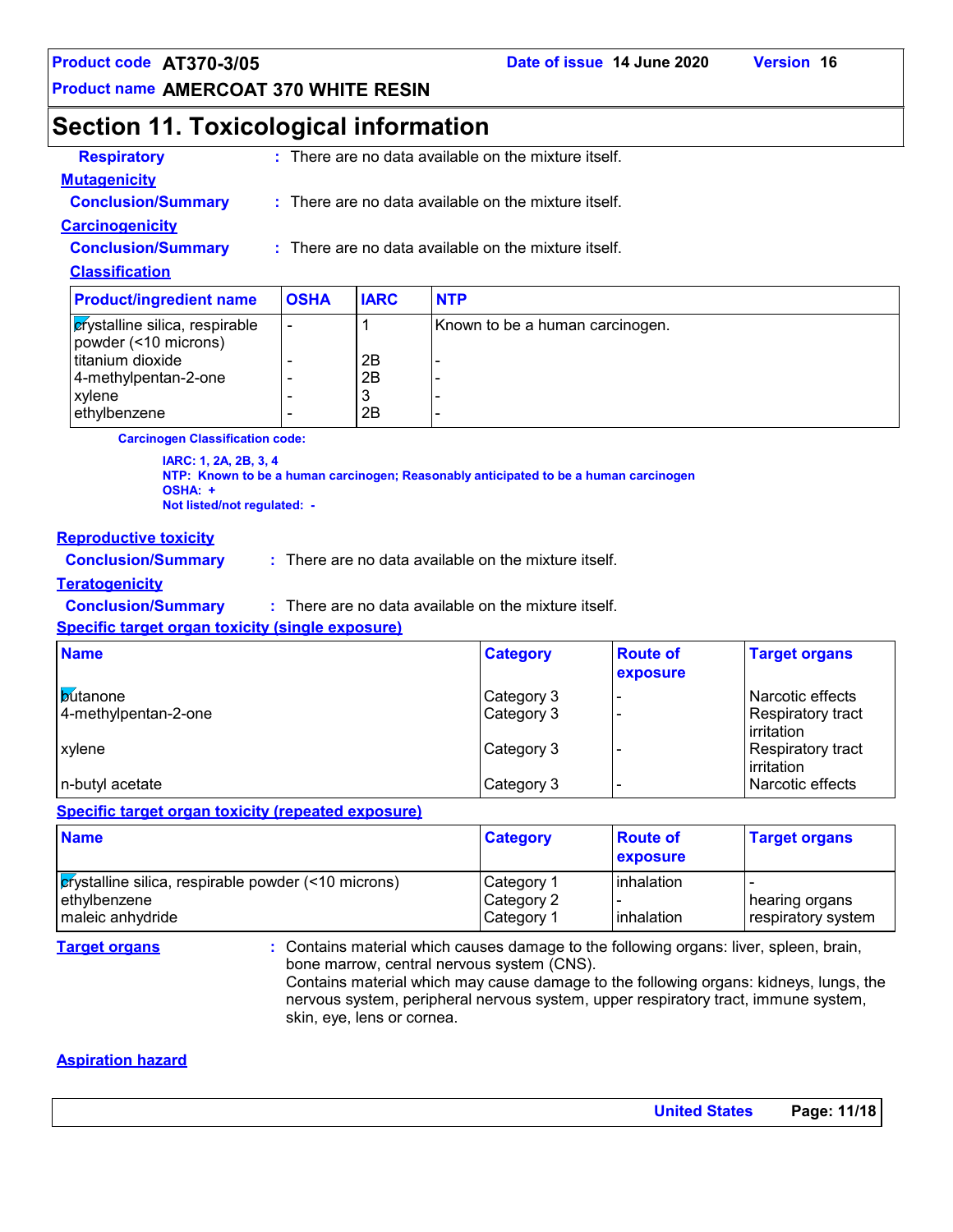## Section 11. Toxicological information

**Respiratory** : There are no data available on the mixture itself.

**Mutagenicity**

**Conclusion/Summary** : There are no data available on the mixture itself.

**Carcinogenicity**

**Conclusion/Summary** : There are no data available on the mixture itself.

**Classification**

| Product/ingredient name | OSHA | IARC | NTP |
|---|---|---|---|
| crystalline silica, respirable powder (<10 microns) | - | 1 | Known to be a human carcinogen. |
| titanium dioxide | - | 2B | - |
| 4-methylpentan-2-one | - | 2B | - |
| xylene | - | 3 | - |
| ethylbenzene | - | 2B | - |

**Carcinogen Classification code:**

**IARC: 1, 2A, 2B, 3, 4**
**NTP: Known to be a human carcinogen; Reasonably anticipated to be a human carcinogen**
**OSHA: +**
**Not listed/not regulated: -**

**Reproductive toxicity**

**Conclusion/Summary** : There are no data available on the mixture itself.

**Teratogenicity**

**Conclusion/Summary** : There are no data available on the mixture itself.

**Specific target organ toxicity (single exposure)**

| Name | Category | Route of exposure | Target organs |
|---|---|---|---|
| butanone | Category 3 | - | Narcotic effects |
| 4-methylpentan-2-one | Category 3 | - | Respiratory tract irritation |
| xylene | Category 3 | - | Respiratory tract irritation |
| n-butyl acetate | Category 3 | - | Narcotic effects |

**Specific target organ toxicity (repeated exposure)**

| Name | Category | Route of exposure | Target organs |
|---|---|---|---|
| crystalline silica, respirable powder (<10 microns) | Category 1 | inhalation | - |
| ethylbenzene | Category 2 | - | hearing organs |
| maleic anhydride | Category 1 | inhalation | respiratory system |

**Target organs** : Contains material which causes damage to the following organs: liver, spleen, brain, bone marrow, central nervous system (CNS).
Contains material which may cause damage to the following organs: kidneys, lungs, the nervous system, peripheral nervous system, upper respiratory tract, immune system, skin, eye, lens or cornea.

**Aspiration hazard**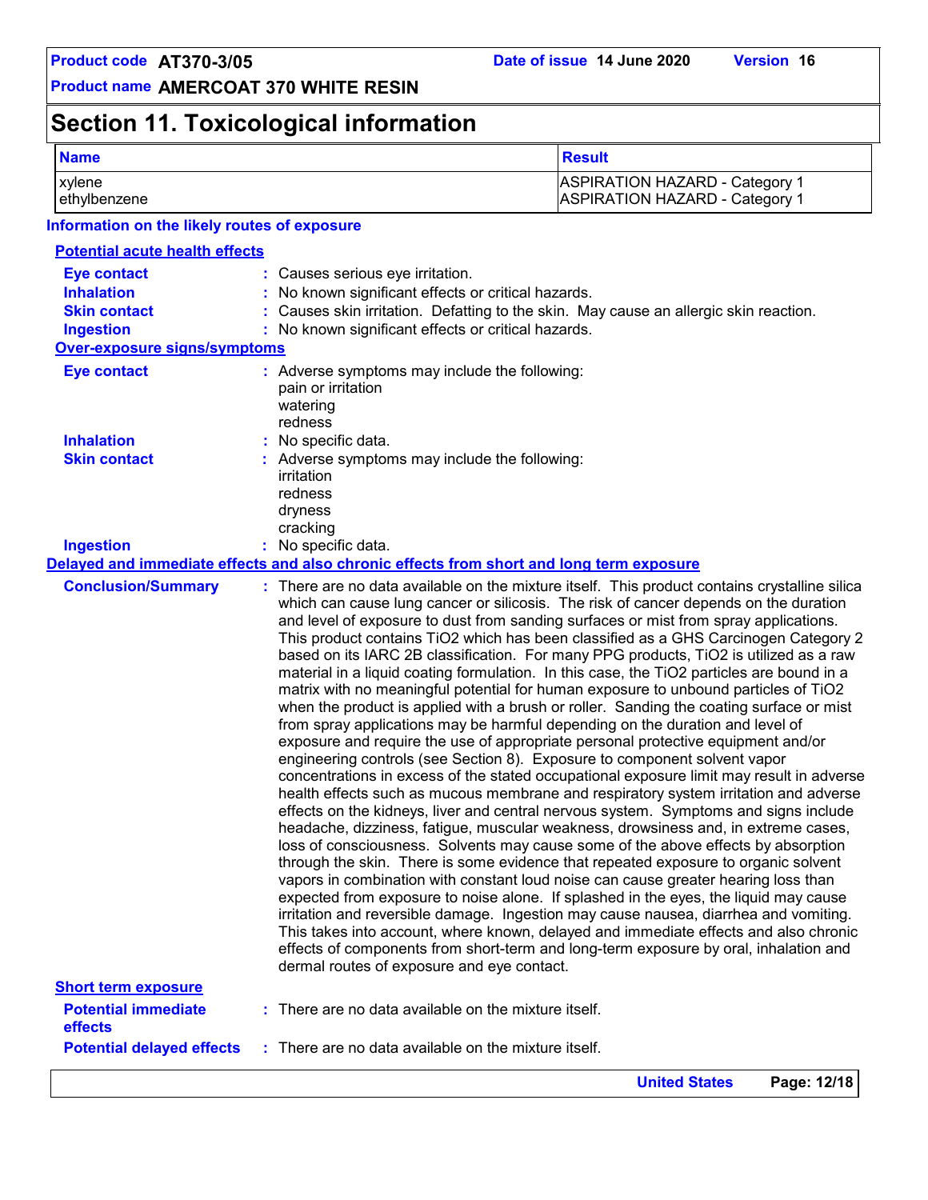# Section 11. Toxicological information

| Name | Result |
|---|---|
| xylene | ASPIRATION HAZARD - Category 1 |
| ethylbenzene | ASPIRATION HAZARD - Category 1 |

**Information on the likely routes of exposure**

**Potential acute health effects**

**Eye contact** : Causes serious eye irritation.

**Inhalation** : No known significant effects or critical hazards.

**Skin contact** : Causes skin irritation. Defatting to the skin. May cause an allergic skin reaction.

**Ingestion** : No known significant effects or critical hazards.

**Over-exposure signs/symptoms**

**Eye contact** : Adverse symptoms may include the following:
pain or irritation
watering
redness

**Inhalation** : No specific data.

**Skin contact** : Adverse symptoms may include the following:
irritation
redness
dryness
cracking

**Ingestion** : No specific data.

**Delayed and immediate effects and also chronic effects from short and long term exposure**

**Conclusion/Summary** : There are no data available on the mixture itself. This product contains crystalline silica which can cause lung cancer or silicosis. The risk of cancer depends on the duration and level of exposure to dust from sanding surfaces or mist from spray applications. This product contains TiO2 which has been classified as a GHS Carcinogen Category 2 based on its IARC 2B classification. For many PPG products, TiO2 is utilized as a raw material in a liquid coating formulation. In this case, the TiO2 particles are bound in a matrix with no meaningful potential for human exposure to unbound particles of TiO2 when the product is applied with a brush or roller. Sanding the coating surface or mist from spray applications may be harmful depending on the duration and level of exposure and require the use of appropriate personal protective equipment and/or engineering controls (see Section 8). Exposure to component solvent vapor concentrations in excess of the stated occupational exposure limit may result in adverse health effects such as mucous membrane and respiratory system irritation and adverse effects on the kidneys, liver and central nervous system. Symptoms and signs include headache, dizziness, fatigue, muscular weakness, drowsiness and, in extreme cases, loss of consciousness. Solvents may cause some of the above effects by absorption through the skin. There is some evidence that repeated exposure to organic solvent vapors in combination with constant loud noise can cause greater hearing loss than expected from exposure to noise alone. If splashed in the eyes, the liquid may cause irritation and reversible damage. Ingestion may cause nausea, diarrhea and vomiting. This takes into account, where known, delayed and immediate effects and also chronic effects of components from short-term and long-term exposure by oral, inhalation and dermal routes of exposure and eye contact.

**Short term exposure**

**Potential immediate effects** : There are no data available on the mixture itself.

**Potential delayed effects** : There are no data available on the mixture itself.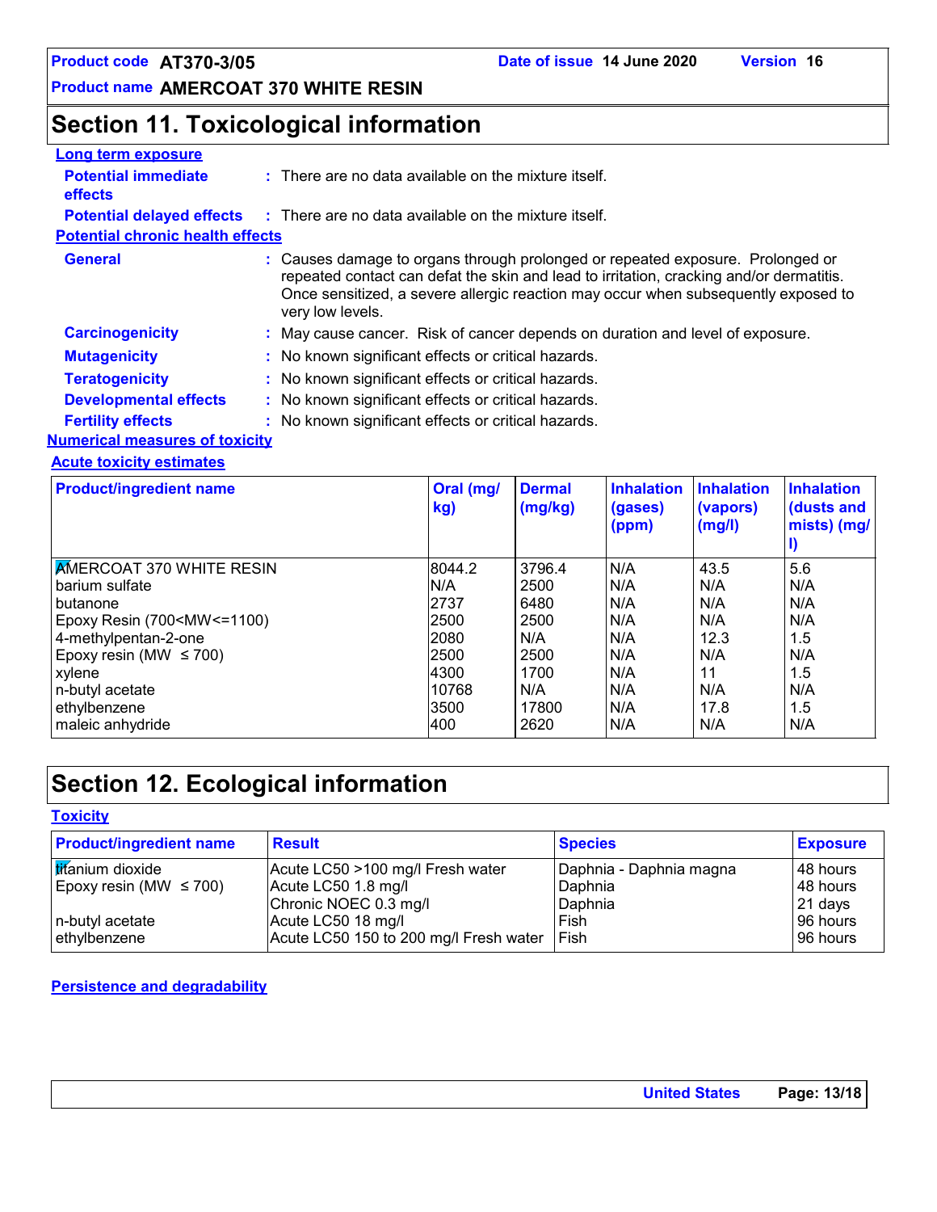# Section 11. Toxicological information

**Long term exposure**

**Potential immediate effects** : There are no data available on the mixture itself.

**Potential delayed effects** : There are no data available on the mixture itself.

**Potential chronic health effects**

**General** : Causes damage to organs through prolonged or repeated exposure. Prolonged or repeated contact can defat the skin and lead to irritation, cracking and/or dermatitis. Once sensitized, a severe allergic reaction may occur when subsequently exposed to very low levels.

**Carcinogenicity** : May cause cancer. Risk of cancer depends on duration and level of exposure.

**Mutagenicity** : No known significant effects or critical hazards.

**Teratogenicity** : No known significant effects or critical hazards.

**Developmental effects** : No known significant effects or critical hazards.

**Fertility effects** : No known significant effects or critical hazards.

**Numerical measures of toxicity**

**Acute toxicity estimates**

| Product/ingredient name | Oral (mg/kg) | Dermal (mg/kg) | Inhalation (gases) (ppm) | Inhalation (vapors) (mg/l) | Inhalation (dusts and mists) (mg/l) |
|---|---|---|---|---|---|
| AMERCOAT 370 WHITE RESIN | 8044.2 | 3796.4 | N/A | 43.5 | 5.6 |
| barium sulfate | N/A | 2500 | N/A | N/A | N/A |
| butanone | 2737 | 6480 | N/A | N/A | N/A |
| Epoxy Resin (700<MW<=1100) | 2500 | 2500 | N/A | N/A | N/A |
| 4-methylpentan-2-one | 2080 | N/A | N/A | 12.3 | 1.5 |
| Epoxy resin (MW ≤ 700) | 2500 | 2500 | N/A | N/A | N/A |
| xylene | 4300 | 1700 | N/A | 11 | 1.5 |
| n-butyl acetate | 10768 | N/A | N/A | N/A | N/A |
| ethylbenzene | 3500 | 17800 | N/A | 17.8 | 1.5 |
| maleic anhydride | 400 | 2620 | N/A | N/A | N/A |

# Section 12. Ecological information

**Toxicity**

| Product/ingredient name | Result | Species | Exposure |
|---|---|---|---|
| titanium dioxide | Acute LC50 >100 mg/l Fresh water | Daphnia - Daphnia magna | 48 hours |
| Epoxy resin (MW ≤ 700) | Acute LC50 1.8 mg/l | Daphnia | 48 hours |
| | Chronic NOEC 0.3 mg/l | Daphnia | 21 days |
| n-butyl acetate | Acute LC50 18 mg/l | Fish | 96 hours |
| ethylbenzene | Acute LC50 150 to 200 mg/l Fresh water | Fish | 96 hours |

**Persistence and degradability**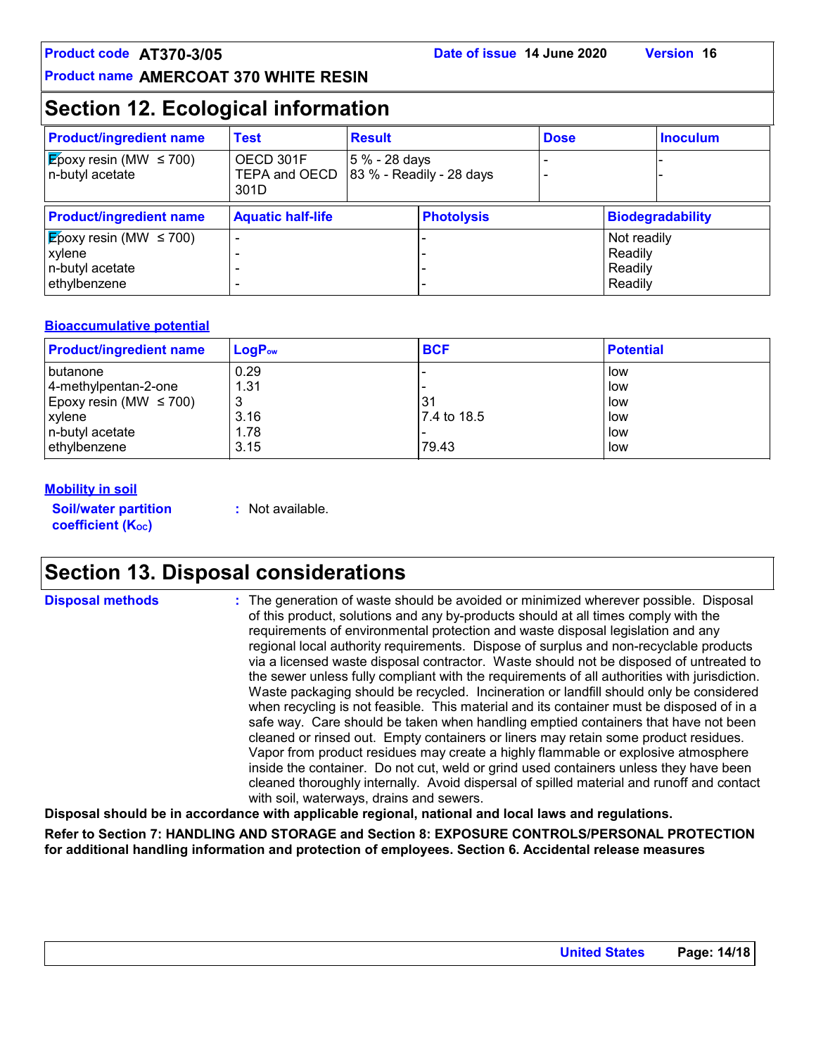Product code **AT370-3/05** Date of issue **14 June 2020** Version **16**

Product name **AMERCOAT 370 WHITE RESIN**

## Section 12. Ecological information

| Product/ingredient name | Test | Result | Dose | Inoculum |
|---|---|---|---|---|
| Epoxy resin (MW ≤ 700) | OECD 301F | 5 % - 28 days | - | - |
| n-butyl acetate | TEPA and OECD 301D | 83 % - Readily - 28 days | - | - |

| Product/ingredient name | Aquatic half-life | Photolysis | Biodegradability |
|---|---|---|---|
| Epoxy resin (MW ≤ 700) | - | - | Not readily |
| xylene | - | - | Readily |
| n-butyl acetate | - | - | Readily |
| ethylbenzene | - | - | Readily |

### Bioaccumulative potential

| Product/ingredient name | $LogP_{ow}$ | BCF | Potential |
|---|---|---|---|
| butanone | 0.29 | - | low |
| 4-methylpentan-2-one | 1.31 | - | low |
| Epoxy resin (MW ≤ 700) | 3 | 31 | low |
| xylene | 3.16 | 7.4 to 18.5 | low |
| n-butyl acetate | 1.78 | - | low |
| ethylbenzene | 3.15 | 79.43 | low |

### Mobility in soil

**Soil/water partition coefficient ($K_{OC}$)** : Not available.

## Section 13. Disposal considerations

**Disposal methods** : The generation of waste should be avoided or minimized wherever possible. Disposal of this product, solutions and any by-products should at all times comply with the requirements of environmental protection and waste disposal legislation and any regional local authority requirements. Dispose of surplus and non-recyclable products via a licensed waste disposal contractor. Waste should not be disposed of untreated to the sewer unless fully compliant with the requirements of all authorities with jurisdiction. Waste packaging should be recycled. Incineration or landfill should only be considered when recycling is not feasible. This material and its container must be disposed of in a safe way. Care should be taken when handling emptied containers that have not been cleaned or rinsed out. Empty containers or liners may retain some product residues. Vapor from product residues may create a highly flammable or explosive atmosphere inside the container. Do not cut, weld or grind used containers unless they have been cleaned thoroughly internally. Avoid dispersal of spilled material and runoff and contact with soil, waterways, drains and sewers.

**Disposal should be in accordance with applicable regional, national and local laws and regulations.**

**Refer to Section 7: HANDLING AND STORAGE and Section 8: EXPOSURE CONTROLS/PERSONAL PROTECTION for additional handling information and protection of employees. Section 6. Accidental release measures**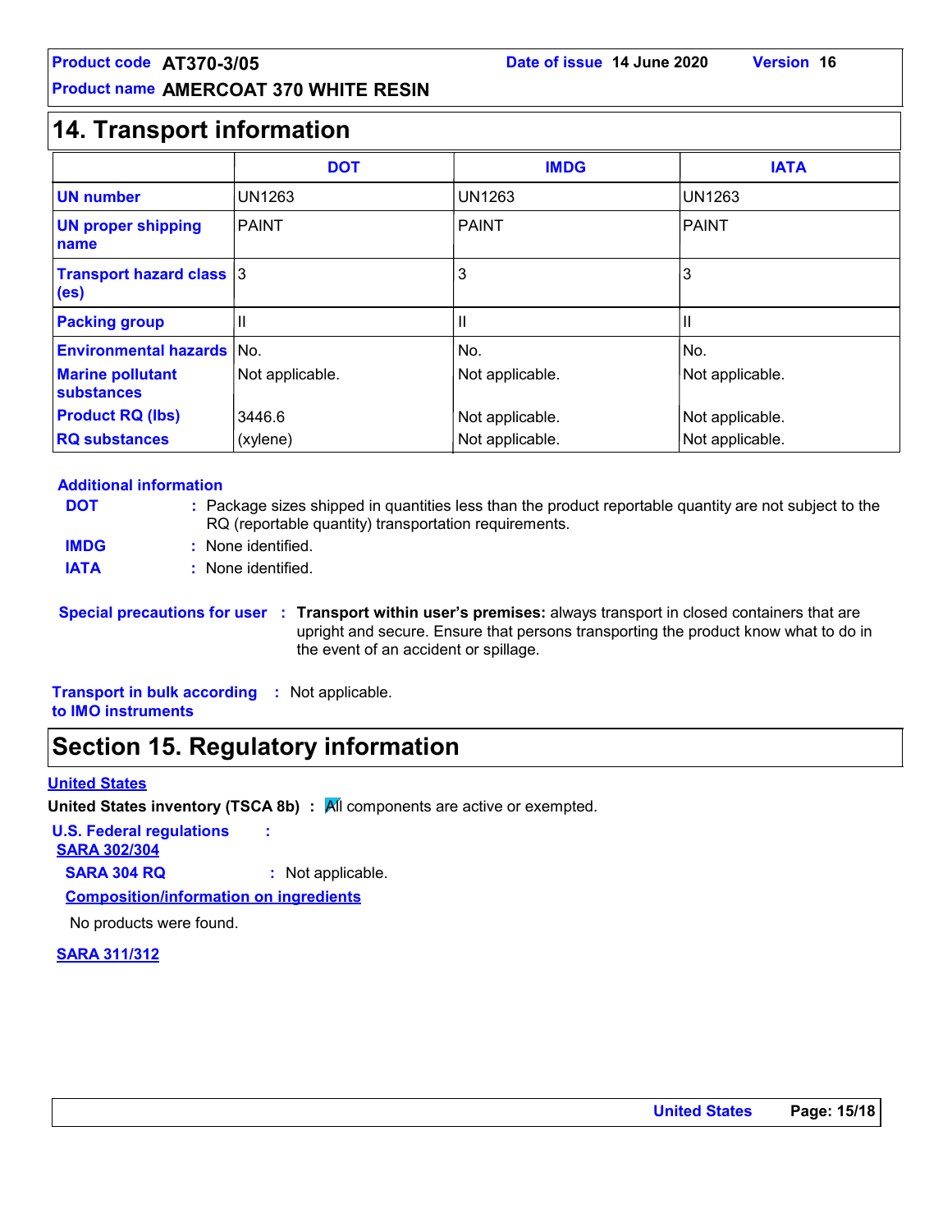## 14. Transport information

| | DOT | IMDG | IATA |
|---|---|---|---|
| **UN number** | UN1263 | UN1263 | UN1263 |
| **UN proper shipping name** | PAINT | PAINT | PAINT |
| **Transport hazard class (es)** | 3 | 3 | 3 |
| **Packing group** | II | II | II |
| **Environmental hazards** | No. | No. | No. |
| **Marine pollutant substances** | Not applicable. | Not applicable. | Not applicable. |
| **Product RQ (lbs)** | 3446.6 | Not applicable. | Not applicable. |
| **RQ substances** | (xylene) | Not applicable. | Not applicable. |

**Additional information**

**DOT** : Package sizes shipped in quantities less than the product reportable quantity are not subject to the RQ (reportable quantity) transportation requirements.

**IMDG** : None identified.

**IATA** : None identified.

**Special precautions for user** : **Transport within user's premises:** always transport in closed containers that are upright and secure. Ensure that persons transporting the product know what to do in the event of an accident or spillage.

**Transport in bulk according to IMO instruments** : Not applicable.

## Section 15. Regulatory information

**United States**

**United States inventory (TSCA 8b)** : All components are active or exempted.

**U.S. Federal regulations** :

**SARA 302/304**

**SARA 304 RQ** : Not applicable.

**Composition/information on ingredients**

No products were found.

**SARA 311/312**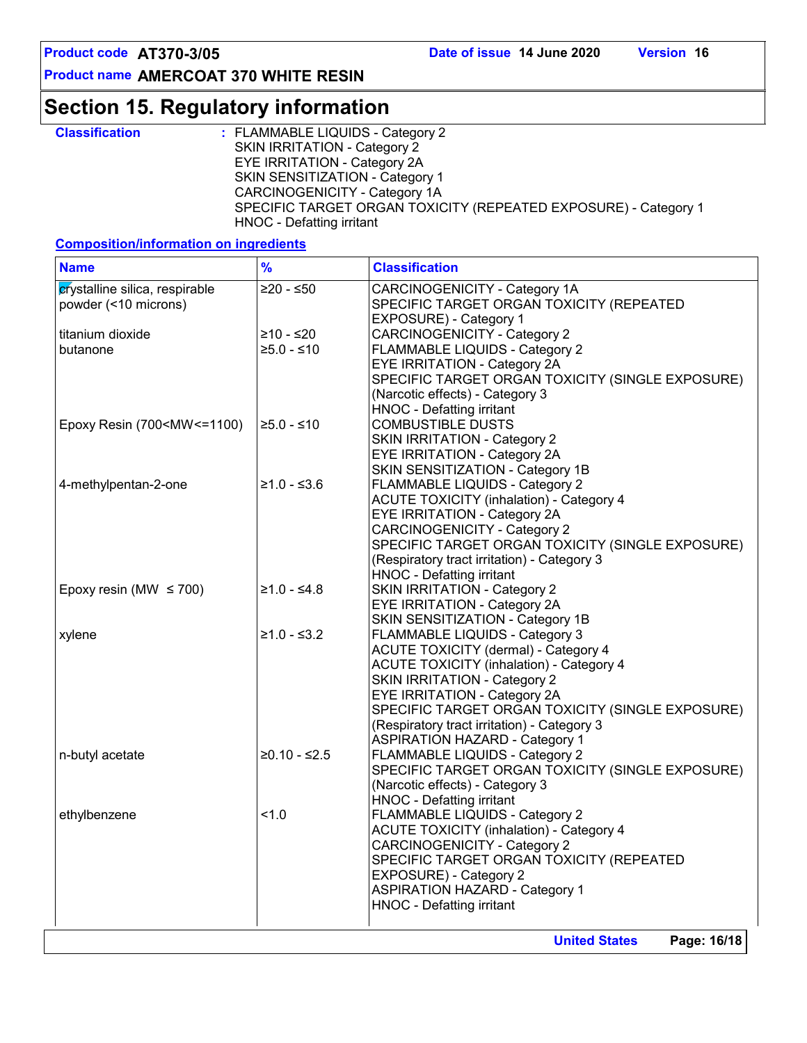# Section 15. Regulatory information

**Classification** : FLAMMABLE LIQUIDS - Category 2
SKIN IRRITATION - Category 2
EYE IRRITATION - Category 2A
SKIN SENSITIZATION - Category 1
CARCINOGENICITY - Category 1A
SPECIFIC TARGET ORGAN TOXICITY (REPEATED EXPOSURE) - Category 1
HNOC - Defatting irritant

**Composition/information on ingredients**

| Name | % | Classification |
|---|---|---|
| crystalline silica, respirable powder (<10 microns) | ≥20 - ≤50 | CARCINOGENICITY - Category 1A<br>SPECIFIC TARGET ORGAN TOXICITY (REPEATED EXPOSURE) - Category 1 |
| titanium dioxide | ≥10 - ≤20 | CARCINOGENICITY - Category 2 |
| butanone | ≥5.0 - ≤10 | FLAMMABLE LIQUIDS - Category 2<br>EYE IRRITATION - Category 2A<br>SPECIFIC TARGET ORGAN TOXICITY (SINGLE EXPOSURE) (Narcotic effects) - Category 3<br>HNOC - Defatting irritant |
| Epoxy Resin (700<MW<=1100) | ≥5.0 - ≤10 | COMBUSTIBLE DUSTS<br>SKIN IRRITATION - Category 2<br>EYE IRRITATION - Category 2A<br>SKIN SENSITIZATION - Category 1B |
| 4-methylpentan-2-one | ≥1.0 - ≤3.6 | FLAMMABLE LIQUIDS - Category 2<br>ACUTE TOXICITY (inhalation) - Category 4<br>EYE IRRITATION - Category 2A<br>CARCINOGENICITY - Category 2<br>SPECIFIC TARGET ORGAN TOXICITY (SINGLE EXPOSURE) (Respiratory tract irritation) - Category 3<br>HNOC - Defatting irritant |
| Epoxy resin (MW ≤ 700) | ≥1.0 - ≤4.8 | SKIN IRRITATION - Category 2<br>EYE IRRITATION - Category 2A<br>SKIN SENSITIZATION - Category 1B |
| xylene | ≥1.0 - ≤3.2 | FLAMMABLE LIQUIDS - Category 3<br>ACUTE TOXICITY (dermal) - Category 4<br>ACUTE TOXICITY (inhalation) - Category 4<br>SKIN IRRITATION - Category 2<br>EYE IRRITATION - Category 2A<br>SPECIFIC TARGET ORGAN TOXICITY (SINGLE EXPOSURE) (Respiratory tract irritation) - Category 3<br>ASPIRATION HAZARD - Category 1 |
| n-butyl acetate | ≥0.10 - ≤2.5 | FLAMMABLE LIQUIDS - Category 2<br>SPECIFIC TARGET ORGAN TOXICITY (SINGLE EXPOSURE) (Narcotic effects) - Category 3<br>HNOC - Defatting irritant |
| ethylbenzene | <1.0 | FLAMMABLE LIQUIDS - Category 2<br>ACUTE TOXICITY (inhalation) - Category 4<br>CARCINOGENICITY - Category 2<br>SPECIFIC TARGET ORGAN TOXICITY (REPEATED EXPOSURE) - Category 2<br>ASPIRATION HAZARD - Category 1<br>HNOC - Defatting irritant |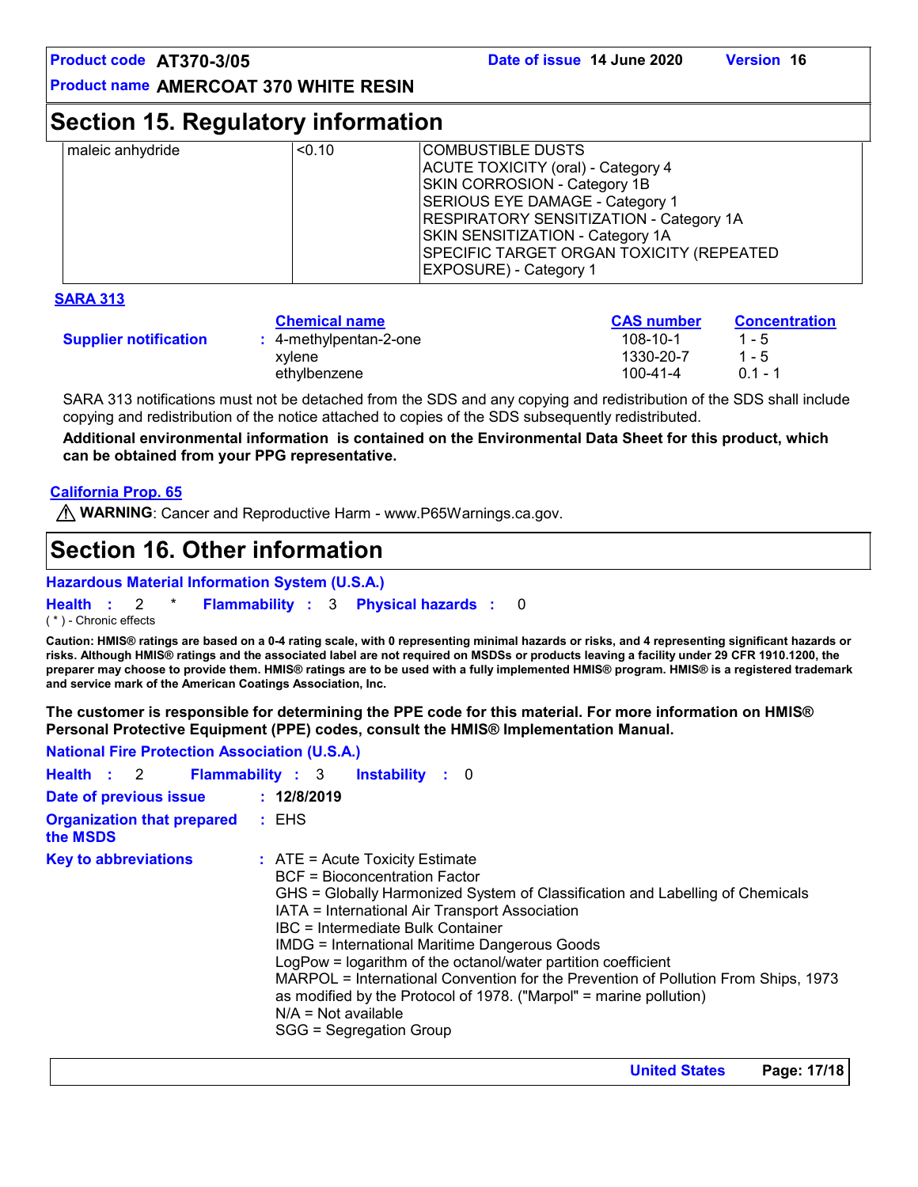## Section 15. Regulatory information

| | | |
|---|---|---|
| maleic anhydride | <0.10 | COMBUSTIBLE DUSTS<br>ACUTE TOXICITY (oral) - Category 4<br>SKIN CORROSION - Category 1B<br>SERIOUS EYE DAMAGE - Category 1<br>RESPIRATORY SENSITIZATION - Category 1A<br>SKIN SENSITIZATION - Category 1A<br>SPECIFIC TARGET ORGAN TOXICITY (REPEATED EXPOSURE) - Category 1 |

**SARA 313**

| | Chemical name | CAS number | Concentration |
|---|---|---|---|
| **Supplier notification** | : 4-methylpentan-2-one | 108-10-1 | 1 - 5 |
| | xylene | 1330-20-7 | 1 - 5 |
| | ethylbenzene | 100-41-4 | 0.1 - 1 |

SARA 313 notifications must not be detached from the SDS and any copying and redistribution of the SDS shall include copying and redistribution of the notice attached to copies of the SDS subsequently redistributed.

**Additional environmental information is contained on the Environmental Data Sheet for this product, which can be obtained from your PPG representative.**

**California Prop. 65**

⚠ **WARNING**: Cancer and Reproductive Harm - www.P65Warnings.ca.gov.

## Section 16. Other information

**Hazardous Material Information System (U.S.A.)**

**Health** : 2 * **Flammability** : 3 **Physical hazards** : 0

( * ) - Chronic effects

**Caution: HMIS® ratings are based on a 0-4 rating scale, with 0 representing minimal hazards or risks, and 4 representing significant hazards or risks. Although HMIS® ratings and the associated label are not required on MSDSs or products leaving a facility under 29 CFR 1910.1200, the preparer may choose to provide them. HMIS® ratings are to be used with a fully implemented HMIS® program. HMIS® is a registered trademark and service mark of the American Coatings Association, Inc.**

**The customer is responsible for determining the PPE code for this material. For more information on HMIS® Personal Protective Equipment (PPE) codes, consult the HMIS® Implementation Manual.**

**National Fire Protection Association (U.S.A.)**

**Health** : 2 **Flammability** : 3 **Instability** : 0

**Date of previous issue** : **12/8/2019**

**Organization that prepared the MSDS** : EHS

**Key to abbreviations** : ATE = Acute Toxicity Estimate
BCF = Bioconcentration Factor
GHS = Globally Harmonized System of Classification and Labelling of Chemicals
IATA = International Air Transport Association
IBC = Intermediate Bulk Container
IMDG = International Maritime Dangerous Goods
LogPow = logarithm of the octanol/water partition coefficient
MARPOL = International Convention for the Prevention of Pollution From Ships, 1973 as modified by the Protocol of 1978. ("Marpol" = marine pollution)
N/A = Not available
SGG = Segregation Group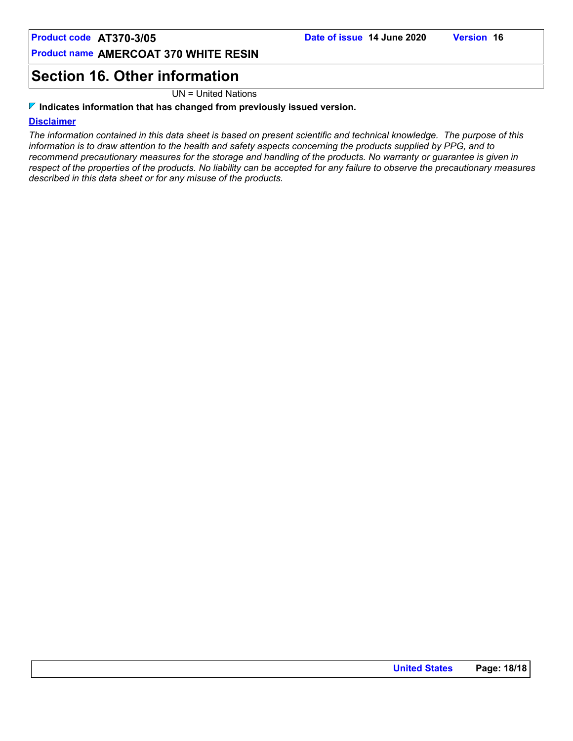## Section 16. Other information

UN = United Nations

**Indicates information that has changed from previously issued version.**

**Disclaimer**

*The information contained in this data sheet is based on present scientific and technical knowledge. The purpose of this information is to draw attention to the health and safety aspects concerning the products supplied by PPG, and to recommend precautionary measures for the storage and handling of the products. No warranty or guarantee is given in respect of the properties of the products. No liability can be accepted for any failure to observe the precautionary measures described in this data sheet or for any misuse of the products.*